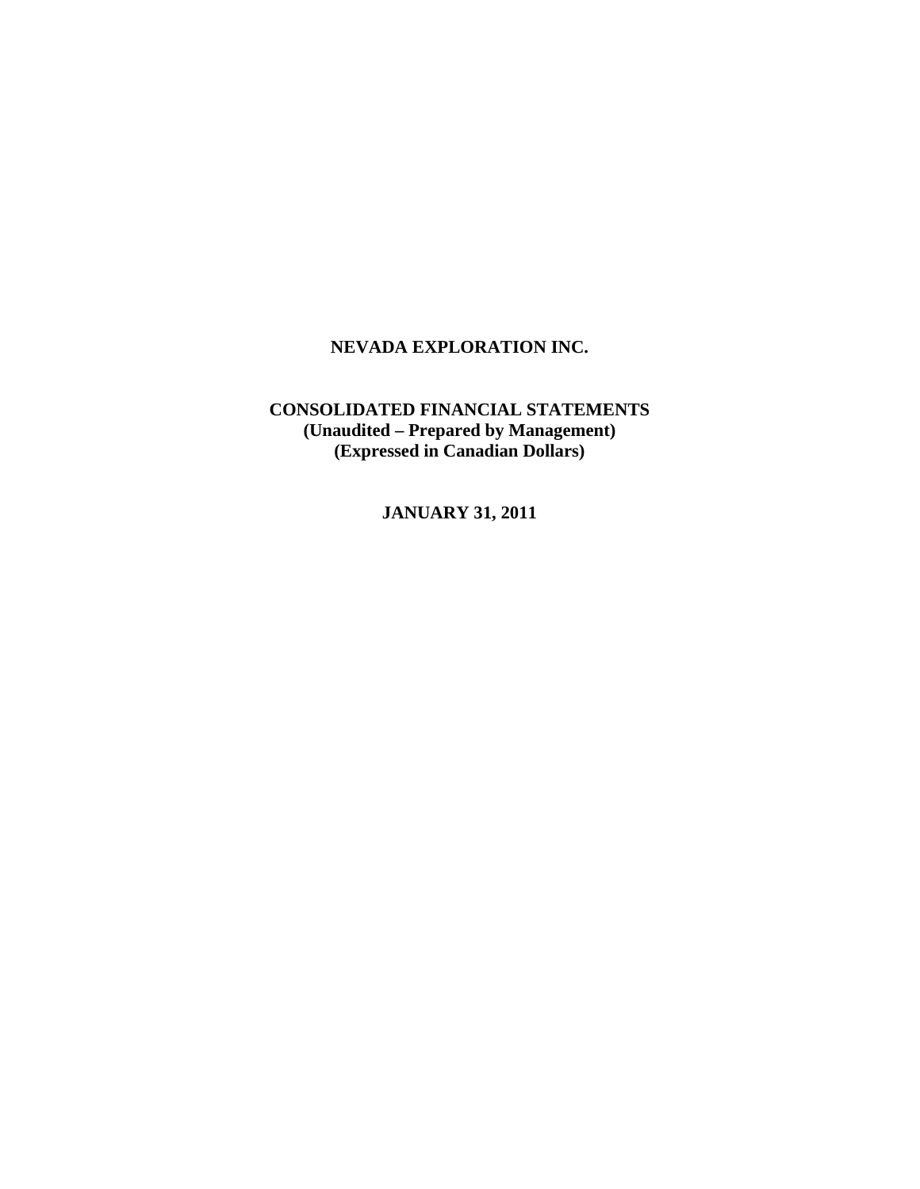# NEVADA EXPLORATION INC.

## CONSOLIDATED FINANCIAL STATEMENTS

**(Unaudited – Prepared by Management)**

**(Expressed in Canadian Dollars)**

**JANUARY 31, 2011**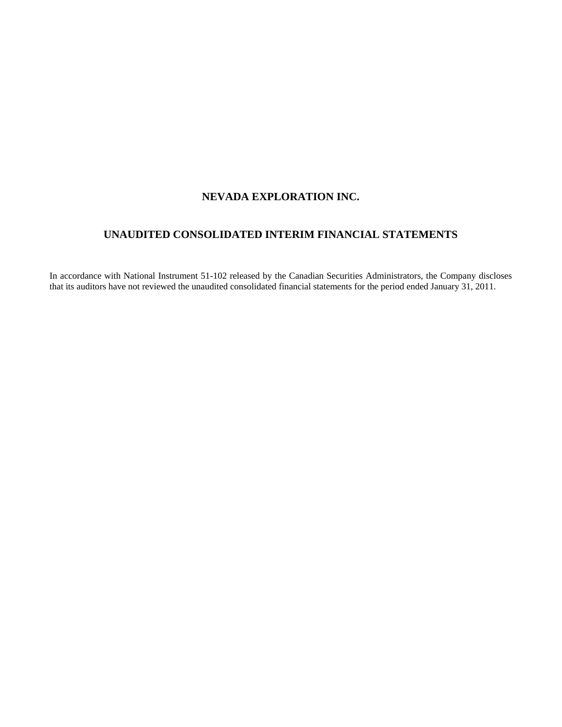# NEVADA EXPLORATION INC.

## UNAUDITED CONSOLIDATED INTERIM FINANCIAL STATEMENTS

In accordance with National Instrument 51-102 released by the Canadian Securities Administrators, the Company discloses that its auditors have not reviewed the unaudited consolidated financial statements for the period ended January 31, 2011.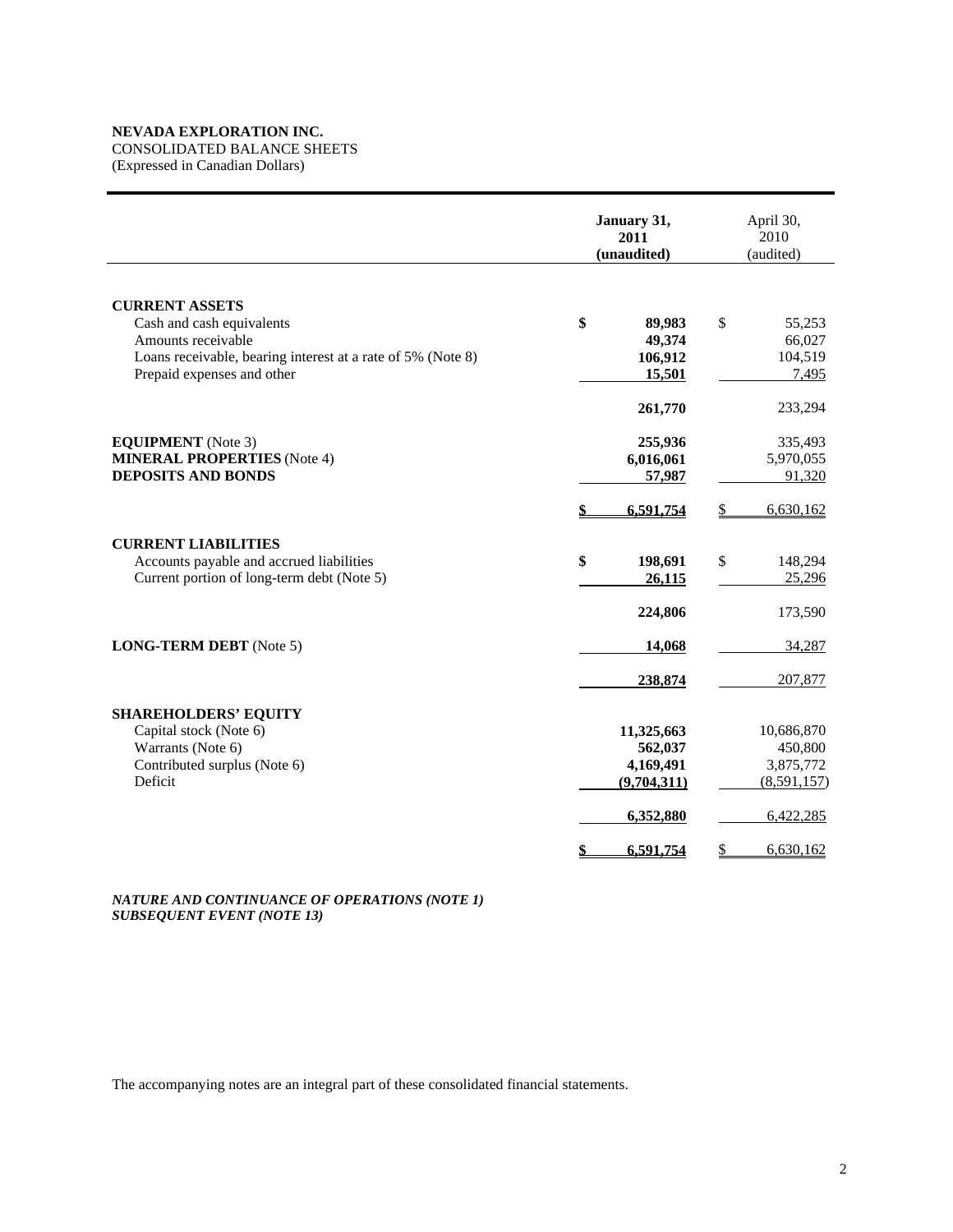**NEVADA EXPLORATION INC.**
CONSOLIDATED BALANCE SHEETS
(Expressed in Canadian Dollars)

| | **January 31, 2011 (unaudited)** | April 30, 2010 (audited) |
|---|---|---|
| **CURRENT ASSETS** | | |
| Cash and cash equivalents | **$ 89,983** | $ 55,253 |
| Amounts receivable | **49,374** | 66,027 |
| Loans receivable, bearing interest at a rate of 5% (Note 8) | **106,912** | 104,519 |
| Prepaid expenses and other | **15,501** | 7,495 |
| | **261,770** | 233,294 |
| **EQUIPMENT** (Note 3) | **255,936** | 335,493 |
| **MINERAL PROPERTIES** (Note 4) | **6,016,061** | 5,970,055 |
| **DEPOSITS AND BONDS** | **57,987** | 91,320 |
| | **$ 6,591,754** | $ 6,630,162 |
| **CURRENT LIABILITIES** | | |
| Accounts payable and accrued liabilities | **$ 198,691** | $ 148,294 |
| Current portion of long-term debt (Note 5) | **26,115** | 25,296 |
| | **224,806** | 173,590 |
| **LONG-TERM DEBT** (Note 5) | **14,068** | 34,287 |
| | **238,874** | 207,877 |
| **SHAREHOLDERS' EQUITY** | | |
| Capital stock (Note 6) | **11,325,663** | 10,686,870 |
| Warrants (Note 6) | **562,037** | 450,800 |
| Contributed surplus (Note 6) | **4,169,491** | 3,875,772 |
| Deficit | **(9,704,311)** | (8,591,157) |
| | **6,352,880** | 6,422,285 |
| | **$ 6,591,754** | $ 6,630,162 |

***NATURE AND CONTINUANCE OF OPERATIONS (NOTE 1)***
***SUBSEQUENT EVENT (NOTE 13)***

The accompanying notes are an integral part of these consolidated financial statements.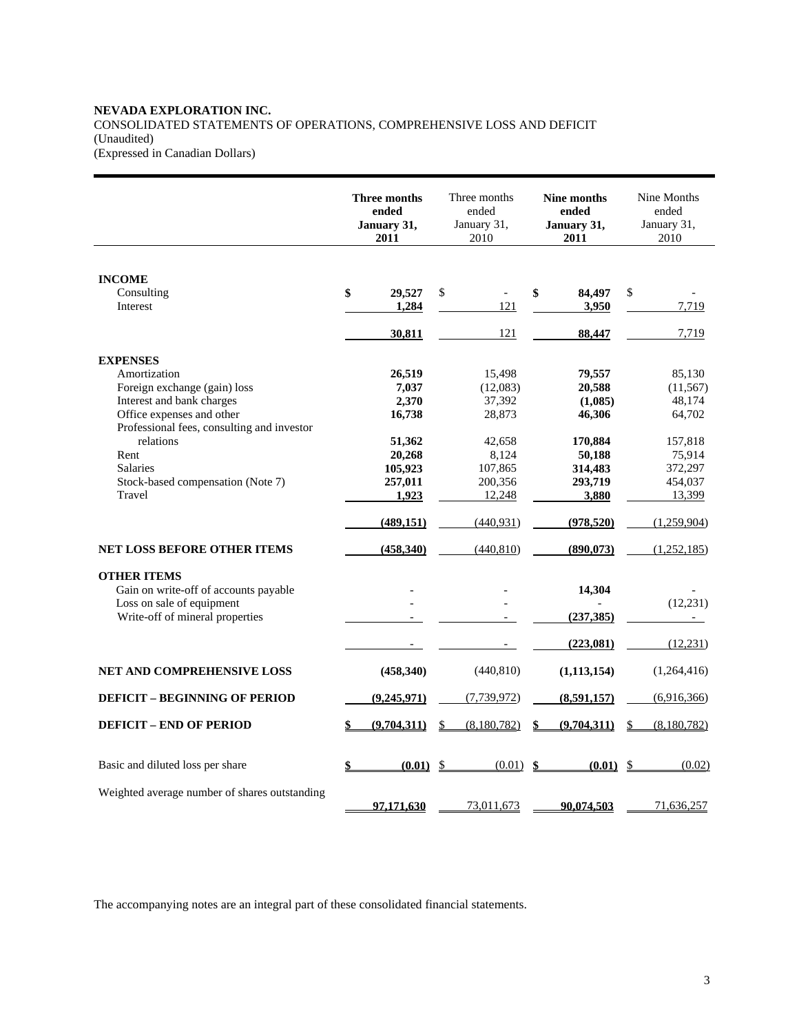**NEVADA EXPLORATION INC.**
CONSOLIDATED STATEMENTS OF OPERATIONS, COMPREHENSIVE LOSS AND DEFICIT
(Unaudited)
(Expressed in Canadian Dollars)

| | **Three months ended January 31, 2011** | Three months ended January 31, 2010 | **Nine months ended January 31, 2011** | Nine Months ended January 31, 2010 |
|---|---|---|---|---|
| **INCOME** | | | | |
| Consulting | **$ 29,527** | $ - | **$ 84,497** | $ - |
| Interest | **1,284** | 121 | **3,950** | 7,719 |
| | **30,811** | 121 | **88,447** | 7,719 |
| **EXPENSES** | | | | |
| Amortization | **26,519** | 15,498 | **79,557** | 85,130 |
| Foreign exchange (gain) loss | **7,037** | (12,083) | **20,588** | (11,567) |
| Interest and bank charges | **2,370** | 37,392 | **(1,085)** | 48,174 |
| Office expenses and other | **16,738** | 28,873 | **46,306** | 64,702 |
| Professional fees, consulting and investor relations | **51,362** | 42,658 | **170,884** | 157,818 |
| Rent | **20,268** | 8,124 | **50,188** | 75,914 |
| Salaries | **105,923** | 107,865 | **314,483** | 372,297 |
| Stock-based compensation (Note 7) | **257,011** | 200,356 | **293,719** | 454,037 |
| Travel | **1,923** | 12,248 | **3,880** | 13,399 |
| | **(489,151)** | (440,931) | **(978,520)** | (1,259,904) |
| **NET LOSS BEFORE OTHER ITEMS** | **(458,340)** | (440,810) | **(890,073)** | (1,252,185) |
| **OTHER ITEMS** | | | | |
| Gain on write-off of accounts payable | - | - | **14,304** | - |
| Loss on sale of equipment | - | - | - | (12,231) |
| Write-off of mineral properties | - | - | **(237,385)** | - |
| | - | - | **(223,081)** | (12,231) |
| **NET AND COMPREHENSIVE LOSS** | **(458,340)** | (440,810) | **(1,113,154)** | (1,264,416) |
| **DEFICIT – BEGINNING OF PERIOD** | **(9,245,971)** | (7,739,972) | **(8,591,157)** | (6,916,366) |
| **DEFICIT – END OF PERIOD** | **$ (9,704,311)** | $ (8,180,782) | **$ (9,704,311)** | $ (8,180,782) |
| Basic and diluted loss per share | **$ (0.01)** | $ (0.01) | **$ (0.01)** | $ (0.02) |
| Weighted average number of shares outstanding | **97,171,630** | 73,011,673 | **90,074,503** | 71,636,257 |

The accompanying notes are an integral part of these consolidated financial statements.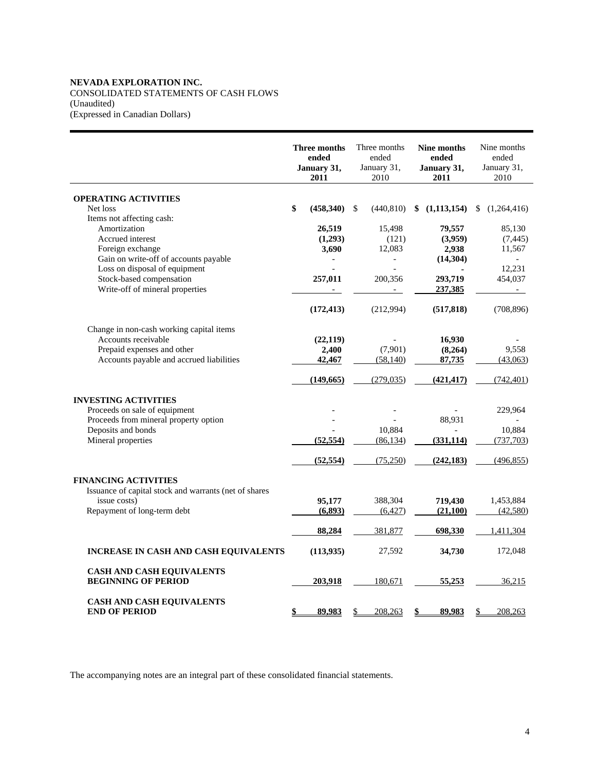**NEVADA EXPLORATION INC.**
CONSOLIDATED STATEMENTS OF CASH FLOWS
(Unaudited)
(Expressed in Canadian Dollars)

| | **Three months ended January 31, 2011** | Three months ended January 31, 2010 | **Nine months ended January 31, 2011** | Nine months ended January 31, 2010 |
|---|---|---|---|---|
| **OPERATING ACTIVITIES** | | | | |
| Net loss | **$ (458,340)** | $ (440,810) | **$ (1,113,154)** | $ (1,264,416) |
| Items not affecting cash: | | | | |
| Amortization | **26,519** | 15,498 | **79,557** | 85,130 |
| Accrued interest | **(1,293)** | (121) | **(3,959)** | (7,445) |
| Foreign exchange | **3,690** | 12,083 | **2,938** | 11,567 |
| Gain on write-off of accounts payable | **-** | - | **(14,304)** | - |
| Loss on disposal of equipment | **-** | - | **-** | 12,231 |
| Stock-based compensation | **257,011** | 200,356 | **293,719** | 454,037 |
| Write-off of mineral properties | **-** | - | **237,385** | - |
| | **(172,413)** | (212,994) | **(517,818)** | (708,896) |
| Change in non-cash working capital items | | | | |
| Accounts receivable | **(22,119)** | - | **16,930** | - |
| Prepaid expenses and other | **2,400** | (7,901) | **(8,264)** | 9,558 |
| Accounts payable and accrued liabilities | **42,467** | (58,140) | **87,735** | (43,063) |
| | **(149,665)** | (279,035) | **(421,417)** | (742,401) |
| **INVESTING ACTIVITIES** | | | | |
| Proceeds on sale of equipment | **-** | - | **-** | 229,964 |
| Proceeds from mineral property option | **-** | - | **88,931** | - |
| Deposits and bonds | **-** | 10,884 | **-** | 10,884 |
| Mineral properties | **(52,554)** | (86,134) | **(331,114)** | (737,703) |
| | **(52,554)** | (75,250) | **(242,183)** | (496,855) |
| **FINANCING ACTIVITIES** | | | | |
| Issuance of capital stock and warrants (net of shares issue costs) | **95,177** | 388,304 | **719,430** | 1,453,884 |
| Repayment of long-term debt | **(6,893)** | (6,427) | **(21,100)** | (42,580) |
| | **88,284** | 381,877 | **698,330** | 1,411,304 |
| **INCREASE IN CASH AND CASH EQUIVALENTS** | **(113,935)** | 27,592 | **34,730** | 172,048 |
| **CASH AND CASH EQUIVALENTS BEGINNING OF PERIOD** | **203,918** | 180,671 | **55,253** | 36,215 |
| **CASH AND CASH EQUIVALENTS END OF PERIOD** | **$ 89,983** | $ 208,263 | **$ 89,983** | $ 208,263 |

The accompanying notes are an integral part of these consolidated financial statements.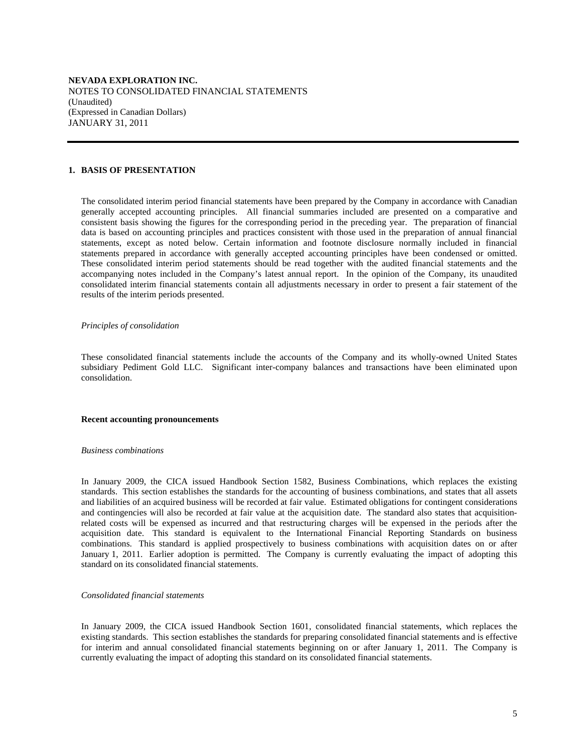**NEVADA EXPLORATION INC.**
NOTES TO CONSOLIDATED FINANCIAL STATEMENTS
(Unaudited)
(Expressed in Canadian Dollars)
JANUARY 31, 2011

## 1. BASIS OF PRESENTATION

The consolidated interim period financial statements have been prepared by the Company in accordance with Canadian generally accepted accounting principles. All financial summaries included are presented on a comparative and consistent basis showing the figures for the corresponding period in the preceding year. The preparation of financial data is based on accounting principles and practices consistent with those used in the preparation of annual financial statements, except as noted below. Certain information and footnote disclosure normally included in financial statements prepared in accordance with generally accepted accounting principles have been condensed or omitted. These consolidated interim period statements should be read together with the audited financial statements and the accompanying notes included in the Company's latest annual report. In the opinion of the Company, its unaudited consolidated interim financial statements contain all adjustments necessary in order to present a fair statement of the results of the interim periods presented.

*Principles of consolidation*

These consolidated financial statements include the accounts of the Company and its wholly-owned United States subsidiary Pediment Gold LLC. Significant inter-company balances and transactions have been eliminated upon consolidation.

**Recent accounting pronouncements**

*Business combinations*

In January 2009, the CICA issued Handbook Section 1582, Business Combinations, which replaces the existing standards. This section establishes the standards for the accounting of business combinations, and states that all assets and liabilities of an acquired business will be recorded at fair value. Estimated obligations for contingent considerations and contingencies will also be recorded at fair value at the acquisition date. The standard also states that acquisition-related costs will be expensed as incurred and that restructuring charges will be expensed in the periods after the acquisition date. This standard is equivalent to the International Financial Reporting Standards on business combinations. This standard is applied prospectively to business combinations with acquisition dates on or after January 1, 2011. Earlier adoption is permitted. The Company is currently evaluating the impact of adopting this standard on its consolidated financial statements.

*Consolidated financial statements*

In January 2009, the CICA issued Handbook Section 1601, consolidated financial statements, which replaces the existing standards. This section establishes the standards for preparing consolidated financial statements and is effective for interim and annual consolidated financial statements beginning on or after January 1, 2011. The Company is currently evaluating the impact of adopting this standard on its consolidated financial statements.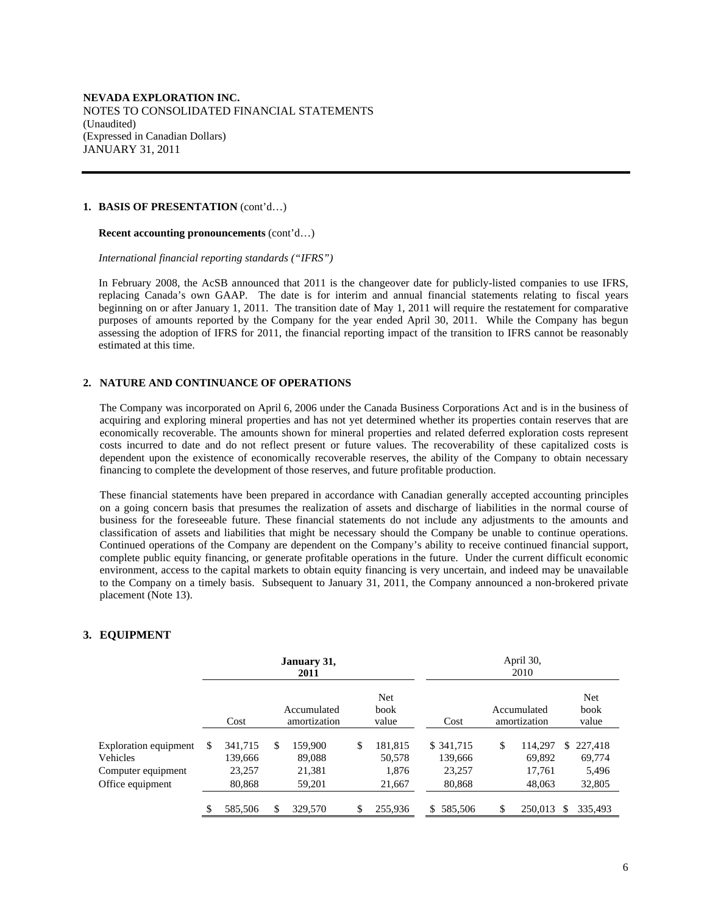**NEVADA EXPLORATION INC.**
NOTES TO CONSOLIDATED FINANCIAL STATEMENTS
(Unaudited)
(Expressed in Canadian Dollars)
JANUARY 31, 2011

**1. BASIS OF PRESENTATION** (cont'd…)

**Recent accounting pronouncements** (cont'd…)

*International financial reporting standards ("IFRS")*

In February 2008, the AcSB announced that 2011 is the changeover date for publicly-listed companies to use IFRS, replacing Canada's own GAAP. The date is for interim and annual financial statements relating to fiscal years beginning on or after January 1, 2011. The transition date of May 1, 2011 will require the restatement for comparative purposes of amounts reported by the Company for the year ended April 30, 2011. While the Company has begun assessing the adoption of IFRS for 2011, the financial reporting impact of the transition to IFRS cannot be reasonably estimated at this time.

**2. NATURE AND CONTINUANCE OF OPERATIONS**

The Company was incorporated on April 6, 2006 under the Canada Business Corporations Act and is in the business of acquiring and exploring mineral properties and has not yet determined whether its properties contain reserves that are economically recoverable. The amounts shown for mineral properties and related deferred exploration costs represent costs incurred to date and do not reflect present or future values. The recoverability of these capitalized costs is dependent upon the existence of economically recoverable reserves, the ability of the Company to obtain necessary financing to complete the development of those reserves, and future profitable production.

These financial statements have been prepared in accordance with Canadian generally accepted accounting principles on a going concern basis that presumes the realization of assets and discharge of liabilities in the normal course of business for the foreseeable future. These financial statements do not include any adjustments to the amounts and classification of assets and liabilities that might be necessary should the Company be unable to continue operations. Continued operations of the Company are dependent on the Company's ability to receive continued financial support, complete public equity financing, or generate profitable operations in the future. Under the current difficult economic environment, access to the capital markets to obtain equity financing is very uncertain, and indeed may be unavailable to the Company on a timely basis. Subsequent to January 31, 2011, the Company announced a non-brokered private placement (Note 13).

**3. EQUIPMENT**

| | **January 31, 2011** | | | April 30, 2010 | | |
|---|---|---|---|---|---|---|
| | Cost | Accumulated amortization | Net book value | Cost | Accumulated amortization | Net book value |
| Exploration equipment | $ 341,715 | $ 159,900 | $ 181,815 | $ 341,715 | $ 114,297 | $ 227,418 |
| Vehicles | 139,666 | 89,088 | 50,578 | 139,666 | 69,892 | 69,774 |
| Computer equipment | 23,257 | 21,381 | 1,876 | 23,257 | 17,761 | 5,496 |
| Office equipment | 80,868 | 59,201 | 21,667 | 80,868 | 48,063 | 32,805 |
| | $ 585,506 | $ 329,570 | $ 255,936 | $ 585,506 | $ 250,013 | $ 335,493 |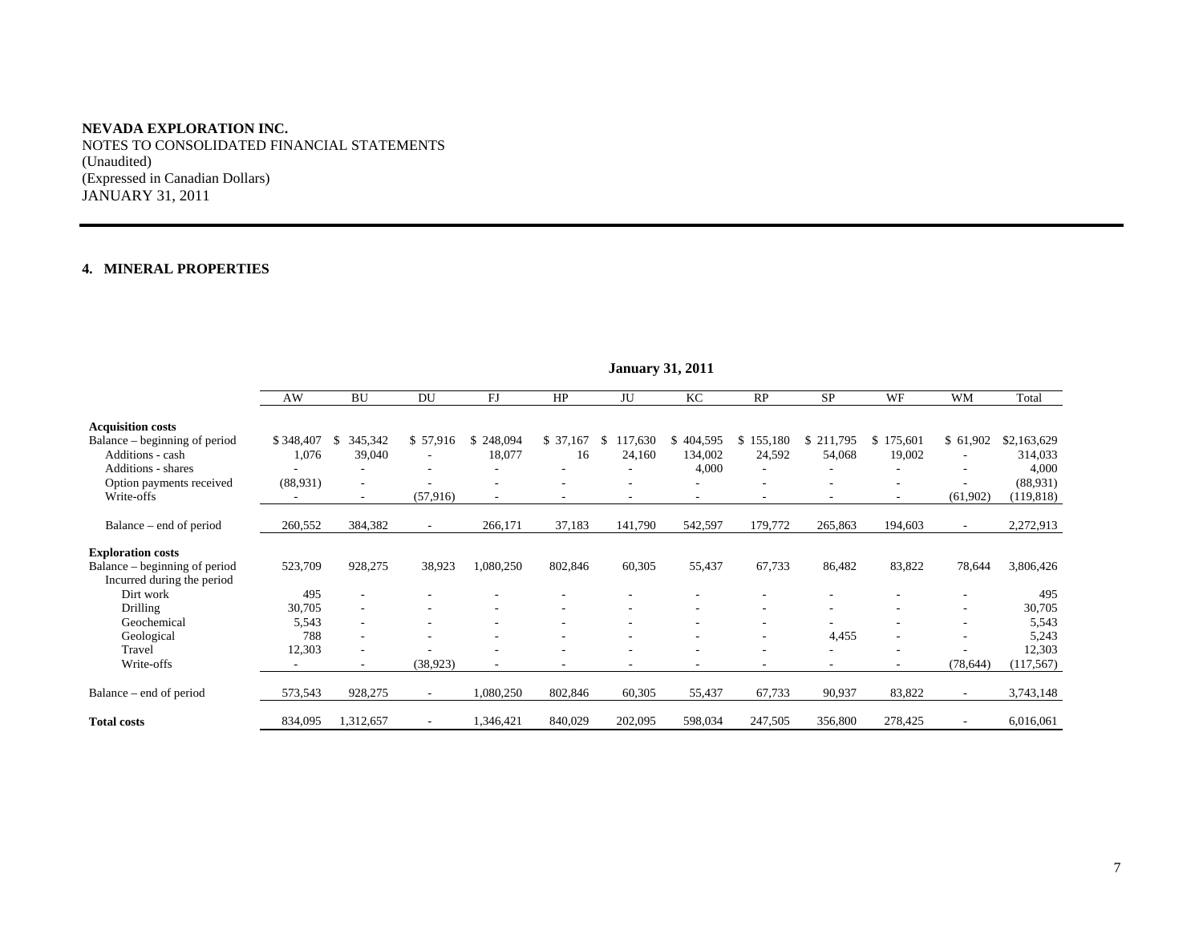**NEVADA EXPLORATION INC.**
NOTES TO CONSOLIDATED FINANCIAL STATEMENTS
(Unaudited)
(Expressed in Canadian Dollars)
JANUARY 31, 2011

## 4. MINERAL PROPERTIES

| | **January 31, 2011** | | | | | | | | | | | |
|---|---|---|---|---|---|---|---|---|---|---|---|---|
| | AW | BU | DU | FJ | HP | JU | KC | RP | SP | WF | WM | Total |
| **Acquisition costs** | | | | | | | | | | | | |
| Balance – beginning of period | $ 348,407 | $ 345,342 | $ 57,916 | $ 248,094 | $ 37,167 | $ 117,630 | $ 404,595 | $ 155,180 | $ 211,795 | $ 175,601 | $ 61,902 | $2,163,629 |
| Additions - cash | 1,076 | 39,040 | - | 18,077 | 16 | 24,160 | 134,002 | 24,592 | 54,068 | 19,002 | - | 314,033 |
| Additions - shares | - | - | - | - | - | - | 4,000 | - | - | - | - | 4,000 |
| Option payments received | (88,931) | - | - | - | - | - | - | - | - | - | - | (88,931) |
| Write-offs | - | - | (57,916) | - | - | - | - | - | - | - | (61,902) | (119,818) |
| Balance – end of period | 260,552 | 384,382 | - | 266,171 | 37,183 | 141,790 | 542,597 | 179,772 | 265,863 | 194,603 | - | 2,272,913 |
| **Exploration costs** | | | | | | | | | | | | |
| Balance – beginning of period | 523,709 | 928,275 | 38,923 | 1,080,250 | 802,846 | 60,305 | 55,437 | 67,733 | 86,482 | 83,822 | 78,644 | 3,806,426 |
| Incurred during the period | | | | | | | | | | | | |
| Dirt work | 495 | - | - | - | - | - | - | - | - | - | - | 495 |
| Drilling | 30,705 | - | - | - | - | - | - | - | - | - | - | 30,705 |
| Geochemical | 5,543 | - | - | - | - | - | - | - | - | - | - | 5,543 |
| Geological | 788 | - | - | - | - | - | - | - | 4,455 | - | - | 5,243 |
| Travel | 12,303 | - | - | - | - | - | - | - | - | - | - | 12,303 |
| Write-offs | - | - | (38,923) | - | - | - | - | - | - | - | (78,644) | (117,567) |
| Balance – end of period | 573,543 | 928,275 | - | 1,080,250 | 802,846 | 60,305 | 55,437 | 67,733 | 90,937 | 83,822 | - | 3,743,148 |
| **Total costs** | 834,095 | 1,312,657 | - | 1,346,421 | 840,029 | 202,095 | 598,034 | 247,505 | 356,800 | 278,425 | - | 6,016,061 |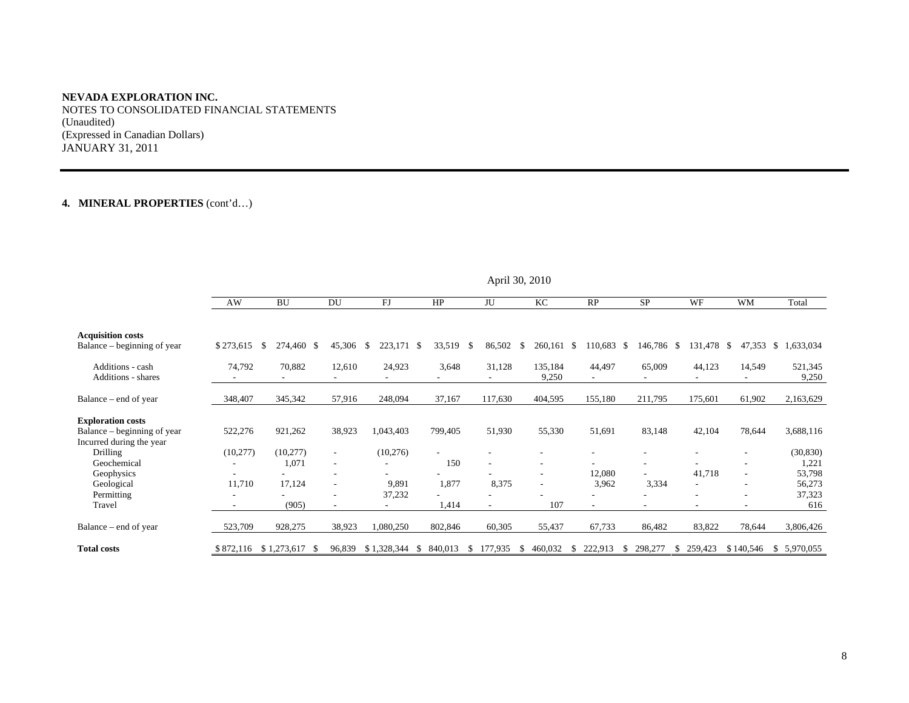**NEVADA EXPLORATION INC.**
NOTES TO CONSOLIDATED FINANCIAL STATEMENTS
(Unaudited)
(Expressed in Canadian Dollars)
JANUARY 31, 2011

## 4. MINERAL PROPERTIES (cont'd…)

| | April 30, 2010 | | | | | | | | | | | |
|---|---|---|---|---|---|---|---|---|---|---|---|---|
| | AW | BU | DU | FJ | HP | JU | KC | RP | SP | WF | WM | Total |
| **Acquisition costs** | | | | | | | | | | | | |
| Balance – beginning of year | $ 273,615 | $ 274,460 | $ 45,306 | $ 223,171 | $ 33,519 | $ 86,502 | $ 260,161 | $ 110,683 | $ 146,786 | $ 131,478 | $ 47,353 | $ 1,633,034 |
| Additions - cash | 74,792 | 70,882 | 12,610 | 24,923 | 3,648 | 31,128 | 135,184 | 44,497 | 65,009 | 44,123 | 14,549 | 521,345 |
| Additions - shares | - | - | - | - | - | - | 9,250 | - | - | - | - | 9,250 |
| Balance – end of year | 348,407 | 345,342 | 57,916 | 248,094 | 37,167 | 117,630 | 404,595 | 155,180 | 211,795 | 175,601 | 61,902 | 2,163,629 |
| **Exploration costs** | | | | | | | | | | | | |
| Balance – beginning of year | 522,276 | 921,262 | 38,923 | 1,043,403 | 799,405 | 51,930 | 55,330 | 51,691 | 83,148 | 42,104 | 78,644 | 3,688,116 |
| Incurred during the year | | | | | | | | | | | | |
| Drilling | (10,277) | (10,277) | - | (10,276) | - | - | - | - | - | - | - | (30,830) |
| Geochemical | - | 1,071 | - | - | 150 | - | - | - | - | - | - | 1,221 |
| Geophysics | - | - | - | - | - | - | - | 12,080 | - | 41,718 | - | 53,798 |
| Geological | 11,710 | 17,124 | - | 9,891 | 1,877 | 8,375 | - | 3,962 | 3,334 | - | - | 56,273 |
| Permitting | - | - | - | 37,232 | - | - | - | - | - | - | - | 37,323 |
| Travel | - | (905) | - | - | 1,414 | - | 107 | - | - | - | - | 616 |
| Balance – end of year | 523,709 | 928,275 | 38,923 | 1,080,250 | 802,846 | 60,305 | 55,437 | 67,733 | 86,482 | 83,822 | 78,644 | 3,806,426 |
| **Total costs** | $ 872,116 | $ 1,273,617 | $ 96,839 | $ 1,328,344 | $ 840,013 | $ 177,935 | $ 460,032 | $ 222,913 | $ 298,277 | $ 259,423 | $ 140,546 | $ 5,970,055 |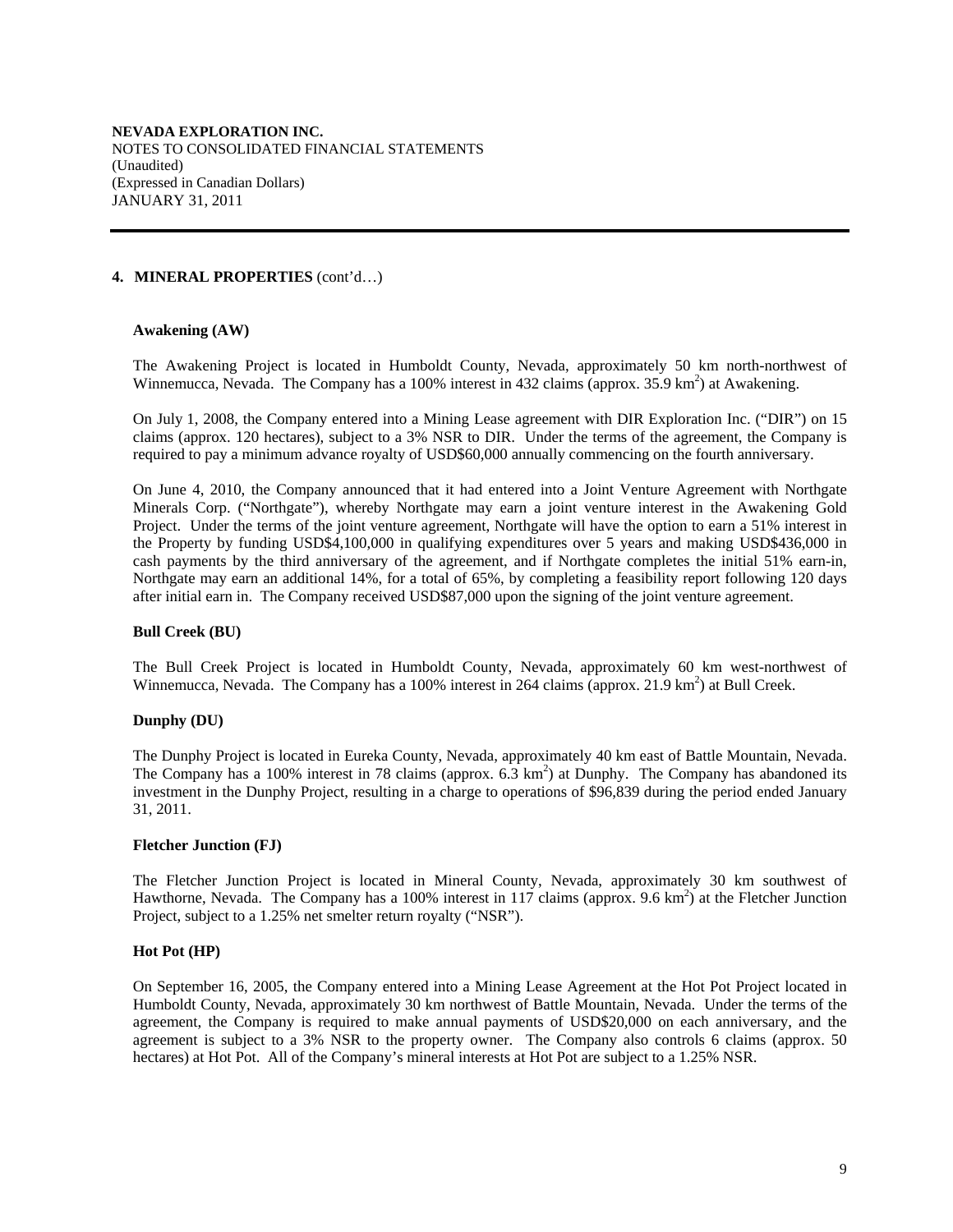**NEVADA EXPLORATION INC.**
NOTES TO CONSOLIDATED FINANCIAL STATEMENTS
(Unaudited)
(Expressed in Canadian Dollars)
JANUARY 31, 2011

## 4. MINERAL PROPERTIES (cont'd…)

### Awakening (AW)

The Awakening Project is located in Humboldt County, Nevada, approximately 50 km north-northwest of Winnemucca, Nevada. The Company has a 100% interest in 432 claims (approx. 35.9 $km^2$) at Awakening.

On July 1, 2008, the Company entered into a Mining Lease agreement with DIR Exploration Inc. ("DIR") on 15 claims (approx. 120 hectares), subject to a 3% NSR to DIR. Under the terms of the agreement, the Company is required to pay a minimum advance royalty of USD$60,000 annually commencing on the fourth anniversary.

On June 4, 2010, the Company announced that it had entered into a Joint Venture Agreement with Northgate Minerals Corp. ("Northgate"), whereby Northgate may earn a joint venture interest in the Awakening Gold Project. Under the terms of the joint venture agreement, Northgate will have the option to earn a 51% interest in the Property by funding USD$4,100,000 in qualifying expenditures over 5 years and making USD$436,000 in cash payments by the third anniversary of the agreement, and if Northgate completes the initial 51% earn-in, Northgate may earn an additional 14%, for a total of 65%, by completing a feasibility report following 120 days after initial earn in. The Company received USD$87,000 upon the signing of the joint venture agreement.

### Bull Creek (BU)

The Bull Creek Project is located in Humboldt County, Nevada, approximately 60 km west-northwest of Winnemucca, Nevada. The Company has a 100% interest in 264 claims (approx. 21.9 $km^2$) at Bull Creek.

### Dunphy (DU)

The Dunphy Project is located in Eureka County, Nevada, approximately 40 km east of Battle Mountain, Nevada. The Company has a 100% interest in 78 claims (approx. 6.3 $km^2$) at Dunphy. The Company has abandoned its investment in the Dunphy Project, resulting in a charge to operations of $96,839 during the period ended January 31, 2011.

### Fletcher Junction (FJ)

The Fletcher Junction Project is located in Mineral County, Nevada, approximately 30 km southwest of Hawthorne, Nevada. The Company has a 100% interest in 117 claims (approx. 9.6 $km^2$) at the Fletcher Junction Project, subject to a 1.25% net smelter return royalty ("NSR").

### Hot Pot (HP)

On September 16, 2005, the Company entered into a Mining Lease Agreement at the Hot Pot Project located in Humboldt County, Nevada, approximately 30 km northwest of Battle Mountain, Nevada. Under the terms of the agreement, the Company is required to make annual payments of USD$20,000 on each anniversary, and the agreement is subject to a 3% NSR to the property owner. The Company also controls 6 claims (approx. 50 hectares) at Hot Pot. All of the Company's mineral interests at Hot Pot are subject to a 1.25% NSR.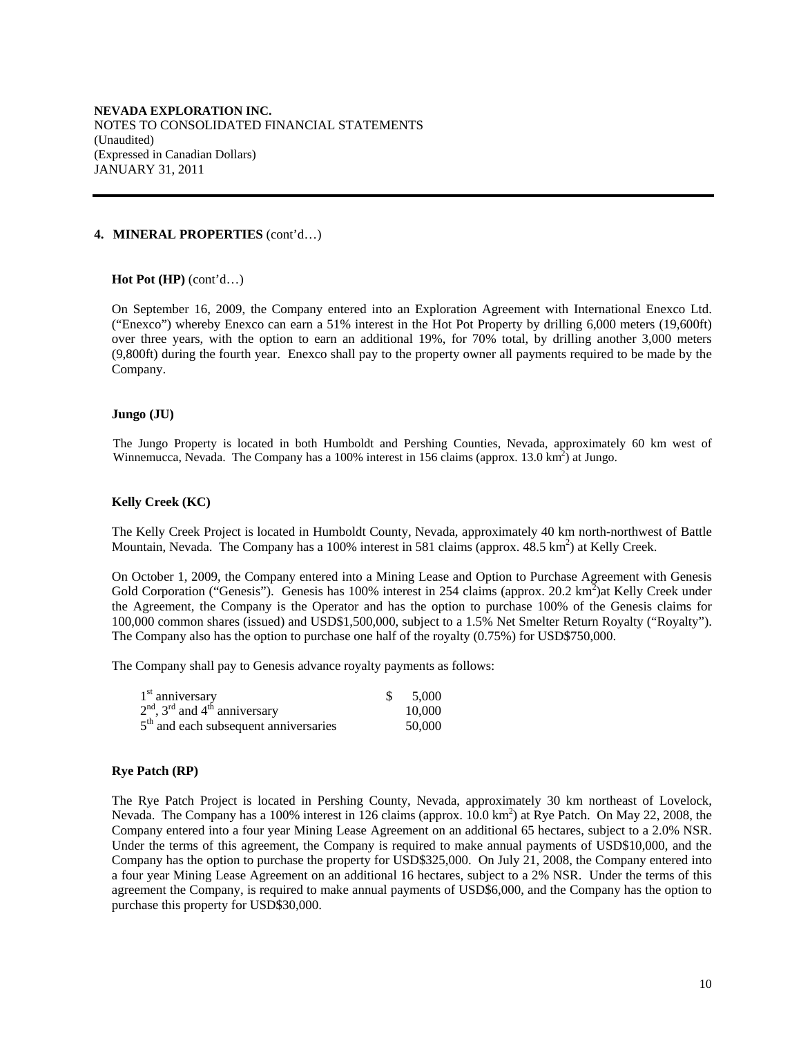**NEVADA EXPLORATION INC.**
NOTES TO CONSOLIDATED FINANCIAL STATEMENTS
(Unaudited)
(Expressed in Canadian Dollars)
JANUARY 31, 2011

## 4. MINERAL PROPERTIES (cont'd…)

**Hot Pot (HP)** (cont'd…)

On September 16, 2009, the Company entered into an Exploration Agreement with International Enexco Ltd. ("Enexco") whereby Enexco can earn a 51% interest in the Hot Pot Property by drilling 6,000 meters (19,600ft) over three years, with the option to earn an additional 19%, for 70% total, by drilling another 3,000 meters (9,800ft) during the fourth year. Enexco shall pay to the property owner all payments required to be made by the Company.

**Jungo (JU)**

The Jungo Property is located in both Humboldt and Pershing Counties, Nevada, approximately 60 km west of Winnemucca, Nevada. The Company has a 100% interest in 156 claims (approx. 13.0 $km^2$) at Jungo.

**Kelly Creek (KC)**

The Kelly Creek Project is located in Humboldt County, Nevada, approximately 40 km north-northwest of Battle Mountain, Nevada. The Company has a 100% interest in 581 claims (approx. 48.5 $km^2$) at Kelly Creek.

On October 1, 2009, the Company entered into a Mining Lease and Option to Purchase Agreement with Genesis Gold Corporation ("Genesis"). Genesis has 100% interest in 254 claims (approx. 20.2 $km^2$)at Kelly Creek under the Agreement, the Company is the Operator and has the option to purchase 100% of the Genesis claims for 100,000 common shares (issued) and USD$1,500,000, subject to a 1.5% Net Smelter Return Royalty ("Royalty"). The Company also has the option to purchase one half of the royalty (0.75%) for USD$750,000.

The Company shall pay to Genesis advance royalty payments as follows:

| | |
|---|---|
| 1st anniversary | $ 5,000 |
| 2nd, 3rd and 4th anniversary | 10,000 |
| 5th and each subsequent anniversaries | 50,000 |

**Rye Patch (RP)**

The Rye Patch Project is located in Pershing County, Nevada, approximately 30 km northeast of Lovelock, Nevada. The Company has a 100% interest in 126 claims (approx. 10.0 $km^2$) at Rye Patch. On May 22, 2008, the Company entered into a four year Mining Lease Agreement on an additional 65 hectares, subject to a 2.0% NSR. Under the terms of this agreement, the Company is required to make annual payments of USD$10,000, and the Company has the option to purchase the property for USD$325,000. On July 21, 2008, the Company entered into a four year Mining Lease Agreement on an additional 16 hectares, subject to a 2% NSR. Under the terms of this agreement the Company, is required to make annual payments of USD$6,000, and the Company has the option to purchase this property for USD$30,000.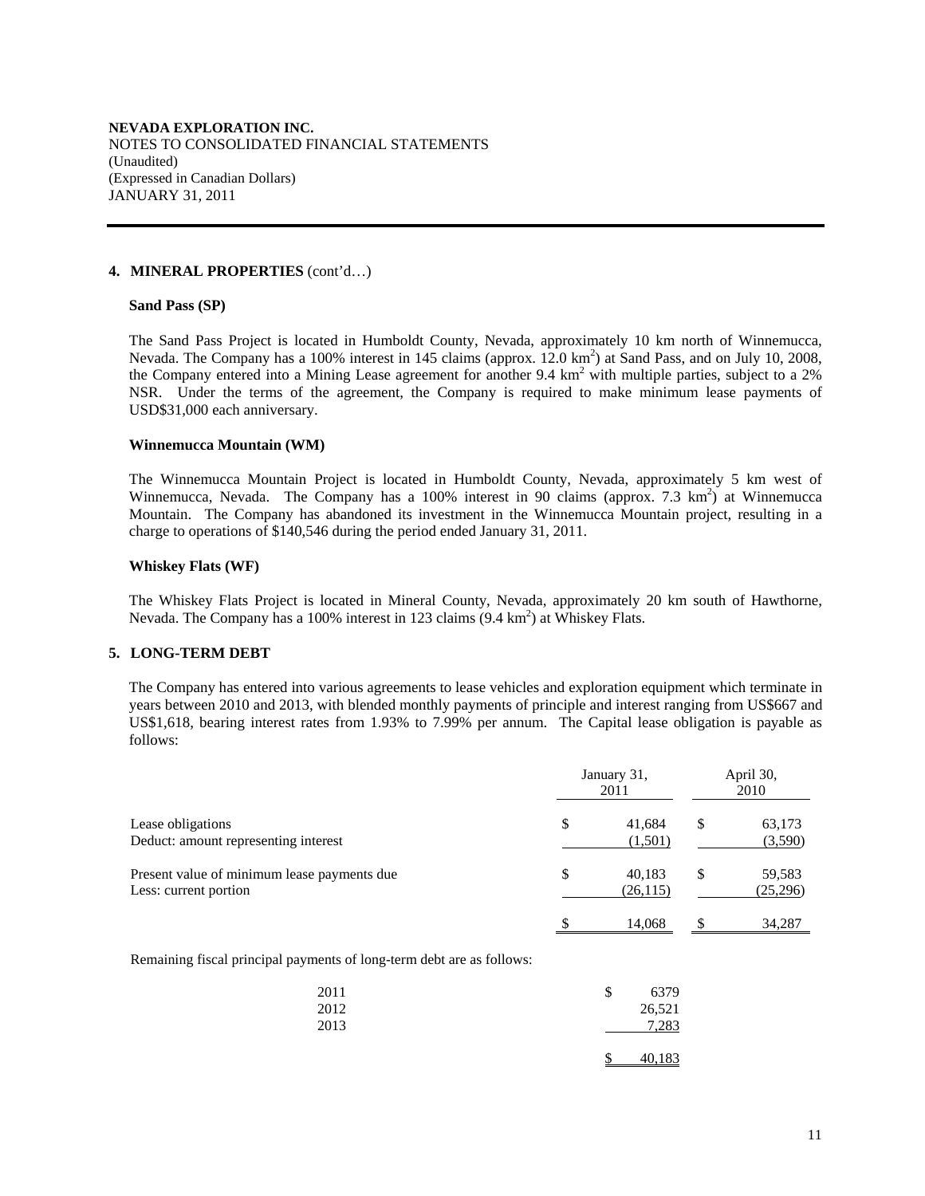**NEVADA EXPLORATION INC.**
NOTES TO CONSOLIDATED FINANCIAL STATEMENTS
(Unaudited)
(Expressed in Canadian Dollars)
JANUARY 31, 2011

**4. MINERAL PROPERTIES** (cont'd…)

**Sand Pass (SP)**

The Sand Pass Project is located in Humboldt County, Nevada, approximately 10 km north of Winnemucca, Nevada. The Company has a 100% interest in 145 claims (approx. 12.0 $km^2$) at Sand Pass, and on July 10, 2008, the Company entered into a Mining Lease agreement for another 9.4 $km^2$ with multiple parties, subject to a 2% NSR. Under the terms of the agreement, the Company is required to make minimum lease payments of USD$31,000 each anniversary.

**Winnemucca Mountain (WM)**

The Winnemucca Mountain Project is located in Humboldt County, Nevada, approximately 5 km west of Winnemucca, Nevada. The Company has a 100% interest in 90 claims (approx. 7.3 $km^2$) at Winnemucca Mountain. The Company has abandoned its investment in the Winnemucca Mountain project, resulting in a charge to operations of $140,546 during the period ended January 31, 2011.

**Whiskey Flats (WF)**

The Whiskey Flats Project is located in Mineral County, Nevada, approximately 20 km south of Hawthorne, Nevada. The Company has a 100% interest in 123 claims (9.4 $km^2$) at Whiskey Flats.

**5. LONG-TERM DEBT**

The Company has entered into various agreements to lease vehicles and exploration equipment which terminate in years between 2010 and 2013, with blended monthly payments of principle and interest ranging from US$667 and US$1,618, bearing interest rates from 1.93% to 7.99% per annum. The Capital lease obligation is payable as follows:

| | January 31, 2011 | April 30, 2010 |
|---|---|---|
| Lease obligations | $ 41,684 | $ 63,173 |
| Deduct: amount representing interest | (1,501) | (3,590) |
| Present value of minimum lease payments due | $ 40,183 | $ 59,583 |
| Less: current portion | (26,115) | (25,296) |
| | $ 14,068 | $ 34,287 |

Remaining fiscal principal payments of long-term debt are as follows:

| | |
|---|---|
| 2011 | $ 6379 |
| 2012 | 26,521 |
| 2013 | 7,283 |
| | $ 40,183 |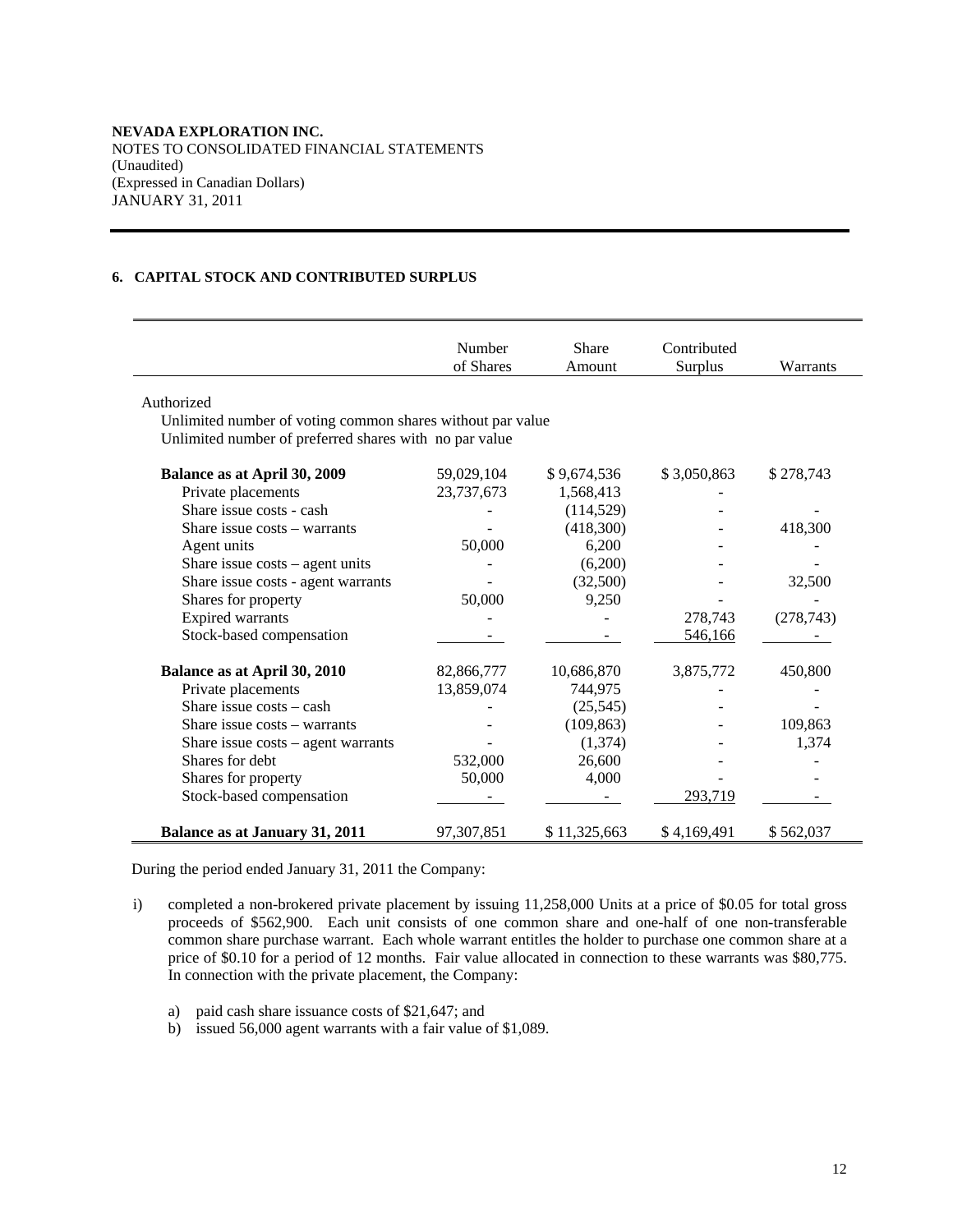**NEVADA EXPLORATION INC.**
NOTES TO CONSOLIDATED FINANCIAL STATEMENTS
(Unaudited)
(Expressed in Canadian Dollars)
JANUARY 31, 2011

## 6. CAPITAL STOCK AND CONTRIBUTED SURPLUS

| | Number of Shares | Share Amount | Contributed Surplus | Warrants |
|---|---|---|---|---|
| Authorized | | | | |
| Unlimited number of voting common shares without par value | | | | |
| Unlimited number of preferred shares with no par value | | | | |
| **Balance as at April 30, 2009** | 59,029,104 | $ 9,674,536 | $ 3,050,863 | $ 278,743 |
| Private placements | 23,737,673 | 1,568,413 | - | |
| Share issue costs - cash | - | (114,529) | - | - |
| Share issue costs – warrants | - | (418,300) | - | 418,300 |
| Agent units | 50,000 | 6,200 | - | - |
| Share issue costs – agent units | - | (6,200) | - | - |
| Share issue costs - agent warrants | - | (32,500) | - | 32,500 |
| Shares for property | 50,000 | 9,250 | - | - |
| Expired warrants | - | - | 278,743 | (278,743) |
| Stock-based compensation | - | - | 546,166 | - |
| **Balance as at April 30, 2010** | 82,866,777 | 10,686,870 | 3,875,772 | 450,800 |
| Private placements | 13,859,074 | 744,975 | - | - |
| Share issue costs – cash | - | (25,545) | - | - |
| Share issue costs – warrants | - | (109,863) | - | 109,863 |
| Share issue costs – agent warrants | - | (1,374) | - | 1,374 |
| Shares for debt | 532,000 | 26,600 | - | - |
| Shares for property | 50,000 | 4,000 | - | - |
| Stock-based compensation | - | - | 293,719 | - |
| **Balance as at January 31, 2011** | 97,307,851 | $ 11,325,663 | $ 4,169,491 | $ 562,037 |

During the period ended January 31, 2011 the Company:

i) completed a non-brokered private placement by issuing 11,258,000 Units at a price of $0.05 for total gross proceeds of $562,900. Each unit consists of one common share and one-half of one non-transferable common share purchase warrant. Each whole warrant entitles the holder to purchase one common share at a price of $0.10 for a period of 12 months. Fair value allocated in connection to these warrants was $80,775. In connection with the private placement, the Company:

   a) paid cash share issuance costs of $21,647; and
   b) issued 56,000 agent warrants with a fair value of $1,089.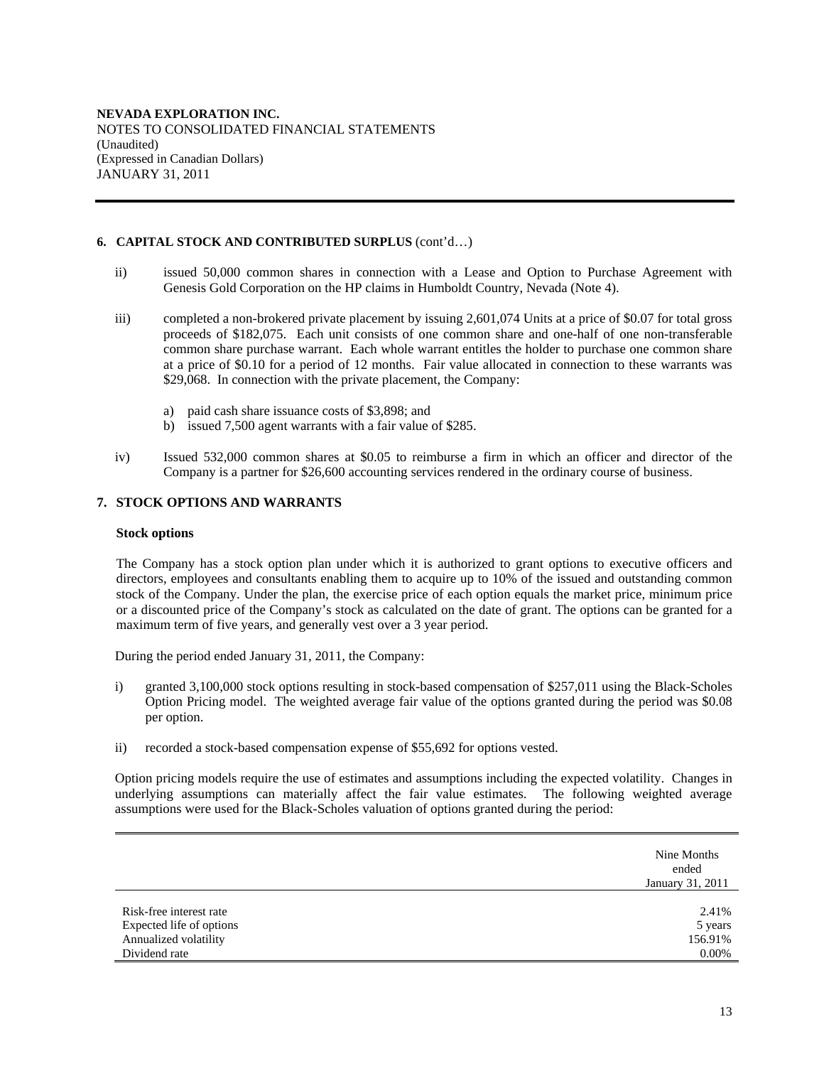**NEVADA EXPLORATION INC.**
NOTES TO CONSOLIDATED FINANCIAL STATEMENTS
(Unaudited)
(Expressed in Canadian Dollars)
JANUARY 31, 2011

**6. CAPITAL STOCK AND CONTRIBUTED SURPLUS** (cont'd…)

ii) issued 50,000 common shares in connection with a Lease and Option to Purchase Agreement with Genesis Gold Corporation on the HP claims in Humboldt Country, Nevada (Note 4).

iii) completed a non-brokered private placement by issuing 2,601,074 Units at a price of $0.07 for total gross proceeds of $182,075. Each unit consists of one common share and one-half of one non-transferable common share purchase warrant. Each whole warrant entitles the holder to purchase one common share at a price of $0.10 for a period of 12 months. Fair value allocated in connection to these warrants was $29,068. In connection with the private placement, the Company:

a) paid cash share issuance costs of $3,898; and
b) issued 7,500 agent warrants with a fair value of $285.

iv) Issued 532,000 common shares at $0.05 to reimburse a firm in which an officer and director of the Company is a partner for $26,600 accounting services rendered in the ordinary course of business.

**7. STOCK OPTIONS AND WARRANTS**

**Stock options**

The Company has a stock option plan under which it is authorized to grant options to executive officers and directors, employees and consultants enabling them to acquire up to 10% of the issued and outstanding common stock of the Company. Under the plan, the exercise price of each option equals the market price, minimum price or a discounted price of the Company's stock as calculated on the date of grant. The options can be granted for a maximum term of five years, and generally vest over a 3 year period.

During the period ended January 31, 2011, the Company:

i) granted 3,100,000 stock options resulting in stock-based compensation of $257,011 using the Black-Scholes Option Pricing model. The weighted average fair value of the options granted during the period was $0.08 per option.

ii) recorded a stock-based compensation expense of $55,692 for options vested.

Option pricing models require the use of estimates and assumptions including the expected volatility. Changes in underlying assumptions can materially affect the fair value estimates. The following weighted average assumptions were used for the Black-Scholes valuation of options granted during the period:

| | Nine Months ended January 31, 2011 |
|---|---|
| Risk-free interest rate | 2.41% |
| Expected life of options | 5 years |
| Annualized volatility | 156.91% |
| Dividend rate | 0.00% |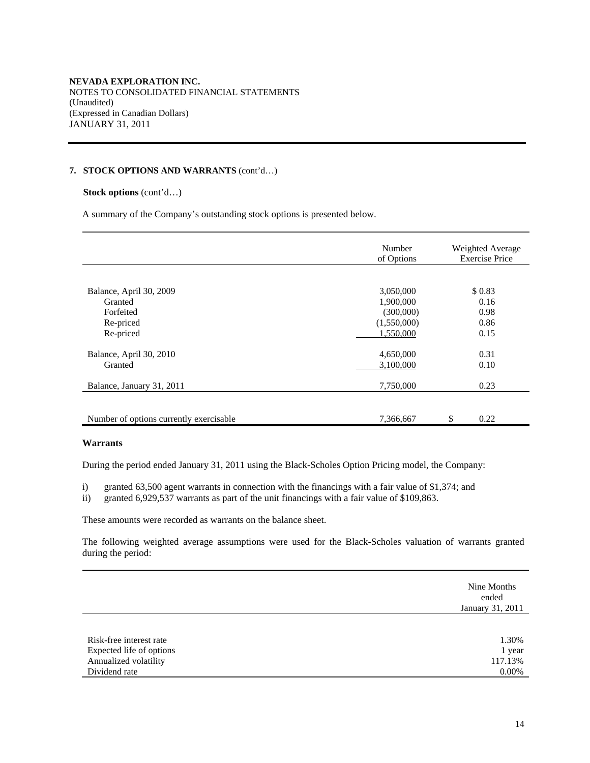**NEVADA EXPLORATION INC.**
NOTES TO CONSOLIDATED FINANCIAL STATEMENTS
(Unaudited)
(Expressed in Canadian Dollars)
JANUARY 31, 2011

## 7. STOCK OPTIONS AND WARRANTS (cont'd…)

**Stock options** (cont'd…)

A summary of the Company's outstanding stock options is presented below.

| | Number of Options | Weighted Average Exercise Price |
|---|---|---|
| Balance, April 30, 2009 | 3,050,000 | $ 0.83 |
| Granted | 1,900,000 | 0.16 |
| Forfeited | (300,000) | 0.98 |
| Re-priced | (1,550,000) | 0.86 |
| Re-priced | 1,550,000 | 0.15 |
| Balance, April 30, 2010 | 4,650,000 | 0.31 |
| Granted | 3,100,000 | 0.10 |
| Balance, January 31, 2011 | 7,750,000 | 0.23 |
| Number of options currently exercisable | 7,366,667 | $ 0.22 |

### Warrants

During the period ended January 31, 2011 using the Black-Scholes Option Pricing model, the Company:

i) granted 63,500 agent warrants in connection with the financings with a fair value of $1,374; and
ii) granted 6,929,537 warrants as part of the unit financings with a fair value of $109,863.

These amounts were recorded as warrants on the balance sheet.

The following weighted average assumptions were used for the Black-Scholes valuation of warrants granted during the period:

| | Nine Months ended January 31, 2011 |
|---|---|
| Risk-free interest rate | 1.30% |
| Expected life of options | 1 year |
| Annualized volatility | 117.13% |
| Dividend rate | 0.00% |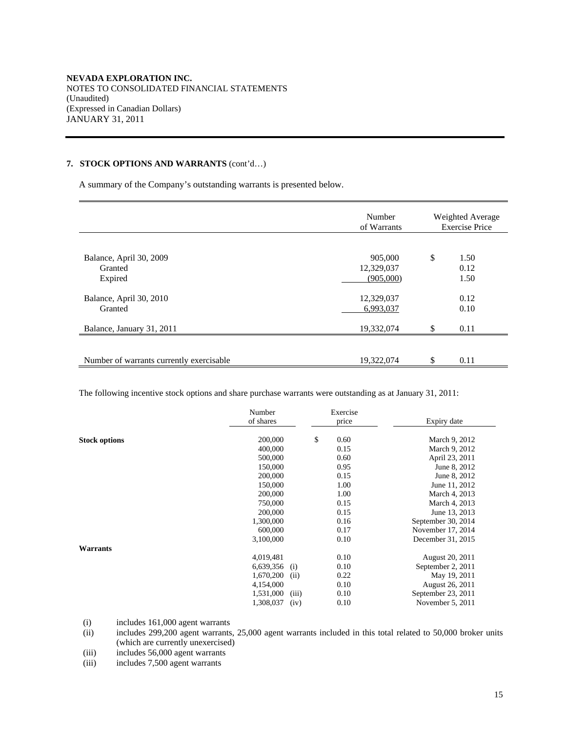**NEVADA EXPLORATION INC.**
NOTES TO CONSOLIDATED FINANCIAL STATEMENTS
(Unaudited)
(Expressed in Canadian Dollars)
JANUARY 31, 2011

## 7. STOCK OPTIONS AND WARRANTS (cont'd…)

A summary of the Company's outstanding warrants is presented below.

| | Number of Warrants | Weighted Average Exercise Price |
|---|---|---|
| Balance, April 30, 2009 | 905,000 | $ 1.50 |
| Granted | 12,329,037 | 0.12 |
| Expired | (905,000) | 1.50 |
| Balance, April 30, 2010 | 12,329,037 | 0.12 |
| Granted | 6,993,037 | 0.10 |
| Balance, January 31, 2011 | 19,332,074 | $ 0.11 |
| Number of warrants currently exercisable | 19,322,074 | $ 0.11 |

The following incentive stock options and share purchase warrants were outstanding as at January 31, 2011:

| | Number of shares | | Exercise price | Expiry date |
|---|---|---|---|---|
| **Stock options** | 200,000 | | $ 0.60 | March 9, 2012 |
| | 400,000 | | 0.15 | March 9, 2012 |
| | 500,000 | | 0.60 | April 23, 2011 |
| | 150,000 | | 0.95 | June 8, 2012 |
| | 200,000 | | 0.15 | June 8, 2012 |
| | 150,000 | | 1.00 | June 11, 2012 |
| | 200,000 | | 1.00 | March 4, 2013 |
| | 750,000 | | 0.15 | March 4, 2013 |
| | 200,000 | | 0.15 | June 13, 2013 |
| | 1,300,000 | | 0.16 | September 30, 2014 |
| | 600,000 | | 0.17 | November 17, 2014 |
| | 3,100,000 | | 0.10 | December 31, 2015 |
| **Warrants** | | | | |
| | 4,019,481 | | 0.10 | August 20, 2011 |
| | 6,639,356 | (i) | 0.10 | September 2, 2011 |
| | 1,670,200 | (ii) | 0.22 | May 19, 2011 |
| | 4,154,000 | | 0.10 | August 26, 2011 |
| | 1,531,000 | (iii) | 0.10 | September 23, 2011 |
| | 1,308,037 | (iv) | 0.10 | November 5, 2011 |

(i) includes 161,000 agent warrants
(ii) includes 299,200 agent warrants, 25,000 agent warrants included in this total related to 50,000 broker units (which are currently unexercised)
(iii) includes 56,000 agent warrants
(iii) includes 7,500 agent warrants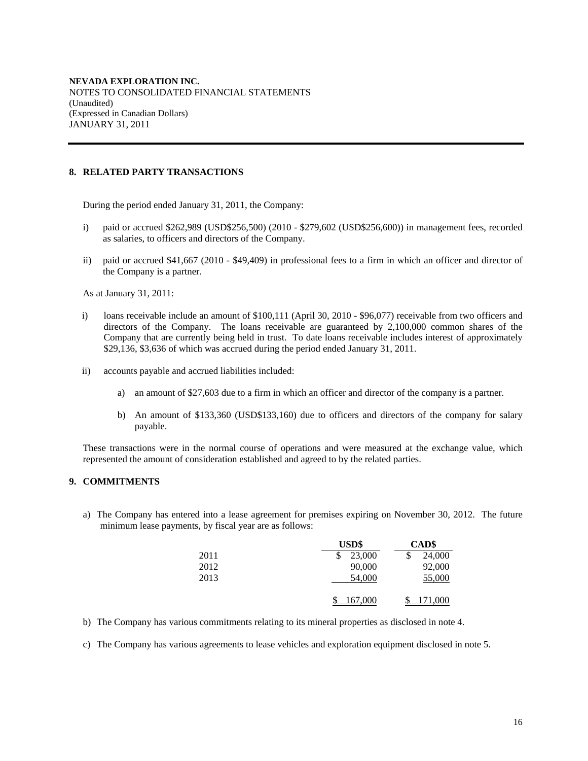**NEVADA EXPLORATION INC.**
NOTES TO CONSOLIDATED FINANCIAL STATEMENTS
(Unaudited)
(Expressed in Canadian Dollars)
JANUARY 31, 2011

## 8. RELATED PARTY TRANSACTIONS

During the period ended January 31, 2011, the Company:

i) paid or accrued $262,989 (USD$256,500) (2010 - $279,602 (USD$256,600)) in management fees, recorded as salaries, to officers and directors of the Company.

ii) paid or accrued $41,667 (2010 - $49,409) in professional fees to a firm in which an officer and director of the Company is a partner.

As at January 31, 2011:

i) loans receivable include an amount of $100,111 (April 30, 2010 - $96,077) receivable from two officers and directors of the Company. The loans receivable are guaranteed by 2,100,000 common shares of the Company that are currently being held in trust. To date loans receivable includes interest of approximately $29,136, $3,636 of which was accrued during the period ended January 31, 2011.

ii) accounts payable and accrued liabilities included:

   a) an amount of $27,603 due to a firm in which an officer and director of the company is a partner.

   b) An amount of $133,360 (USD$133,160) due to officers and directors of the company for salary payable.

These transactions were in the normal course of operations and were measured at the exchange value, which represented the amount of consideration established and agreed to by the related parties.

## 9. COMMITMENTS

a) The Company has entered into a lease agreement for premises expiring on November 30, 2012. The future minimum lease payments, by fiscal year are as follows:

| | USD$ | CAD$ |
|---|---|---|
| 2011 | $ 23,000 | $ 24,000 |
| 2012 | 90,000 | 92,000 |
| 2013 | 54,000 | 55,000 |
| | $ 167,000 | $ 171,000 |

b) The Company has various commitments relating to its mineral properties as disclosed in note 4.

c) The Company has various agreements to lease vehicles and exploration equipment disclosed in note 5.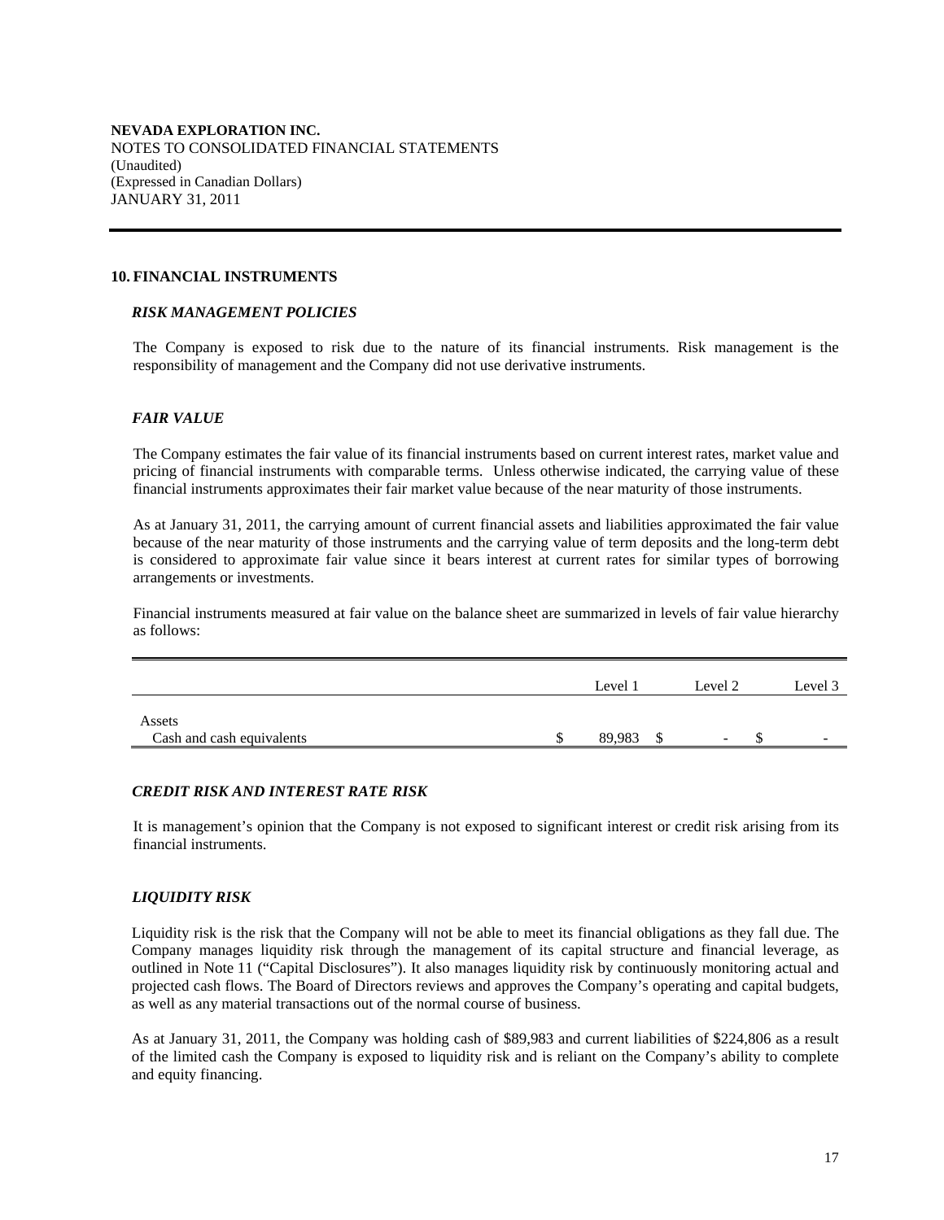**NEVADA EXPLORATION INC.**
NOTES TO CONSOLIDATED FINANCIAL STATEMENTS
(Unaudited)
(Expressed in Canadian Dollars)
JANUARY 31, 2011

## 10. FINANCIAL INSTRUMENTS

### *RISK MANAGEMENT POLICIES*

The Company is exposed to risk due to the nature of its financial instruments. Risk management is the responsibility of management and the Company did not use derivative instruments.

### *FAIR VALUE*

The Company estimates the fair value of its financial instruments based on current interest rates, market value and pricing of financial instruments with comparable terms. Unless otherwise indicated, the carrying value of these financial instruments approximates their fair market value because of the near maturity of those instruments.

As at January 31, 2011, the carrying amount of current financial assets and liabilities approximated the fair value because of the near maturity of those instruments and the carrying value of term deposits and the long-term debt is considered to approximate fair value since it bears interest at current rates for similar types of borrowing arrangements or investments.

Financial instruments measured at fair value on the balance sheet are summarized in levels of fair value hierarchy as follows:

| | Level 1 | Level 2 | Level 3 |
|---|---|---|---|
| Assets | | | |
| Cash and cash equivalents | $ 89,983 | $ - | $ - |

### *CREDIT RISK AND INTEREST RATE RISK*

It is management's opinion that the Company is not exposed to significant interest or credit risk arising from its financial instruments.

### *LIQUIDITY RISK*

Liquidity risk is the risk that the Company will not be able to meet its financial obligations as they fall due. The Company manages liquidity risk through the management of its capital structure and financial leverage, as outlined in Note 11 ("Capital Disclosures"). It also manages liquidity risk by continuously monitoring actual and projected cash flows. The Board of Directors reviews and approves the Company's operating and capital budgets, as well as any material transactions out of the normal course of business.

As at January 31, 2011, the Company was holding cash of $89,983 and current liabilities of $224,806 as a result of the limited cash the Company is exposed to liquidity risk and is reliant on the Company's ability to complete and equity financing.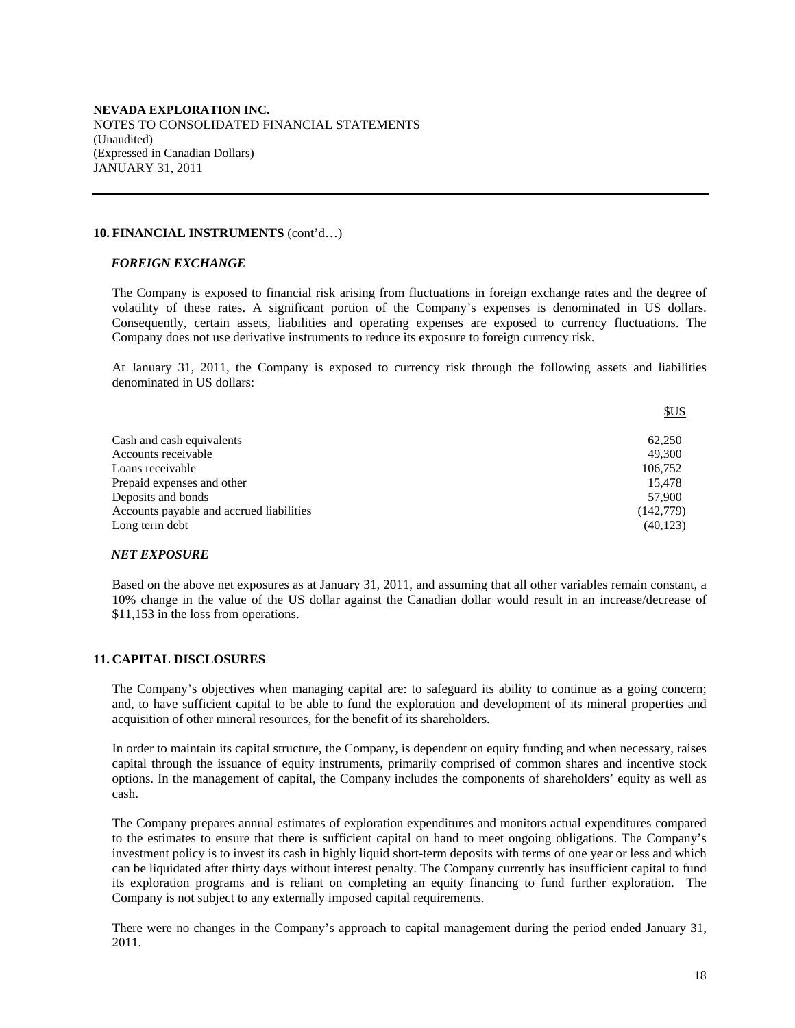**NEVADA EXPLORATION INC.**
NOTES TO CONSOLIDATED FINANCIAL STATEMENTS
(Unaudited)
(Expressed in Canadian Dollars)
JANUARY 31, 2011

## 10. FINANCIAL INSTRUMENTS (cont'd…)

### *FOREIGN EXCHANGE*

The Company is exposed to financial risk arising from fluctuations in foreign exchange rates and the degree of volatility of these rates. A significant portion of the Company's expenses is denominated in US dollars. Consequently, certain assets, liabilities and operating expenses are exposed to currency fluctuations. The Company does not use derivative instruments to reduce its exposure to foreign currency risk.

At January 31, 2011, the Company is exposed to currency risk through the following assets and liabilities denominated in US dollars:

| | $US |
|---|---|
| Cash and cash equivalents | 62,250 |
| Accounts receivable | 49,300 |
| Loans receivable | 106,752 |
| Prepaid expenses and other | 15,478 |
| Deposits and bonds | 57,900 |
| Accounts payable and accrued liabilities | (142,779) |
| Long term debt | (40,123) |

### *NET EXPOSURE*

Based on the above net exposures as at January 31, 2011, and assuming that all other variables remain constant, a 10% change in the value of the US dollar against the Canadian dollar would result in an increase/decrease of $11,153 in the loss from operations.

## 11. CAPITAL DISCLOSURES

The Company's objectives when managing capital are: to safeguard its ability to continue as a going concern; and, to have sufficient capital to be able to fund the exploration and development of its mineral properties and acquisition of other mineral resources, for the benefit of its shareholders.

In order to maintain its capital structure, the Company, is dependent on equity funding and when necessary, raises capital through the issuance of equity instruments, primarily comprised of common shares and incentive stock options. In the management of capital, the Company includes the components of shareholders' equity as well as cash.

The Company prepares annual estimates of exploration expenditures and monitors actual expenditures compared to the estimates to ensure that there is sufficient capital on hand to meet ongoing obligations. The Company's investment policy is to invest its cash in highly liquid short-term deposits with terms of one year or less and which can be liquidated after thirty days without interest penalty. The Company currently has insufficient capital to fund its exploration programs and is reliant on completing an equity financing to fund further exploration. The Company is not subject to any externally imposed capital requirements.

There were no changes in the Company's approach to capital management during the period ended January 31, 2011.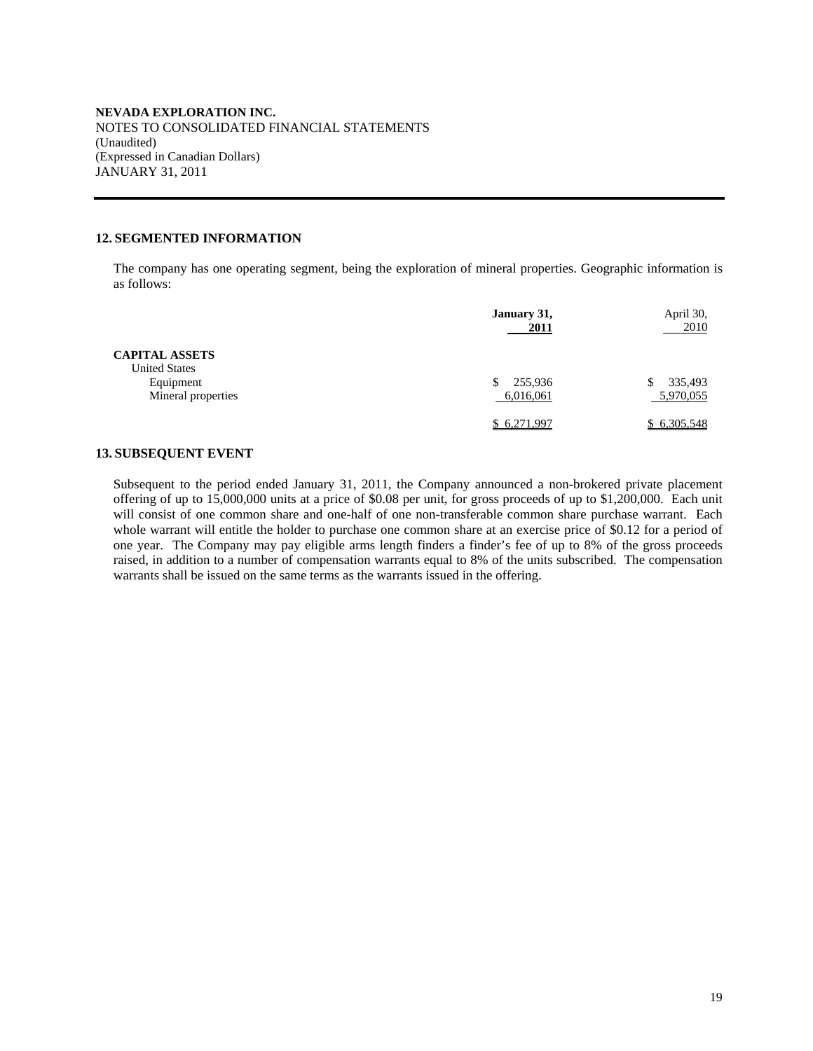**NEVADA EXPLORATION INC.**
NOTES TO CONSOLIDATED FINANCIAL STATEMENTS
(Unaudited)
(Expressed in Canadian Dollars)
JANUARY 31, 2011

## 12. SEGMENTED INFORMATION

The company has one operating segment, being the exploration of mineral properties. Geographic information is as follows:

| | January 31, 2011 | April 30, 2010 |
|---|---|---|
| **CAPITAL ASSETS** | | |
| United States | | |
| Equipment | $ 255,936 | $ 335,493 |
| Mineral properties | 6,016,061 | 5,970,055 |
| | $ 6,271,997 | $ 6,305,548 |

## 13. SUBSEQUENT EVENT

Subsequent to the period ended January 31, 2011, the Company announced a non-brokered private placement offering of up to 15,000,000 units at a price of $0.08 per unit, for gross proceeds of up to $1,200,000. Each unit will consist of one common share and one-half of one non-transferable common share purchase warrant. Each whole warrant will entitle the holder to purchase one common share at an exercise price of $0.12 for a period of one year. The Company may pay eligible arms length finders a finder's fee of up to 8% of the gross proceeds raised, in addition to a number of compensation warrants equal to 8% of the units subscribed. The compensation warrants shall be issued on the same terms as the warrants issued in the offering.